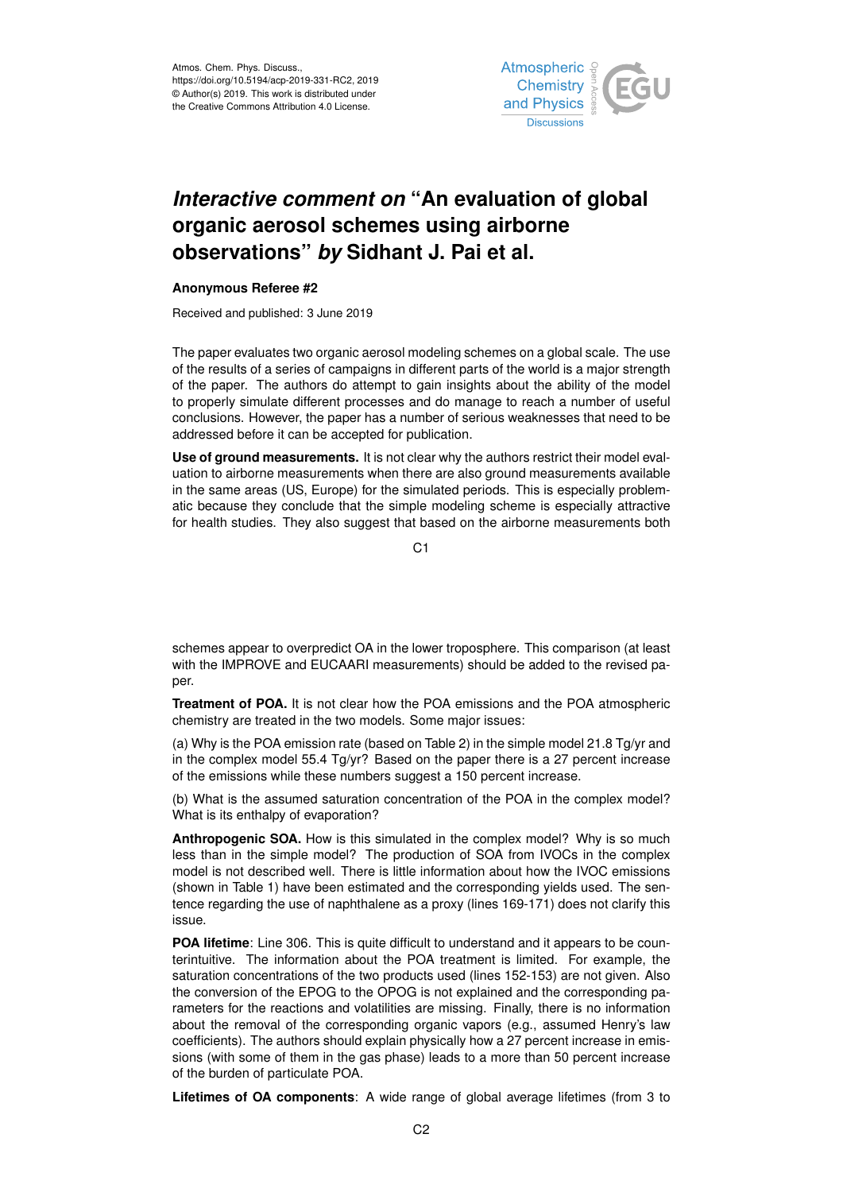Atmos. Chem. Phys. Discuss.,
https://doi.org/10.5194/acp-2019-331-RC2, 2019
© Author(s) 2019. This work is distributed under
the Creative Commons Attribution 4.0 License.

# *Interactive comment on* "An evaluation of global organic aerosol schemes using airborne observations" *by* Sidhant J. Pai et al.

**Anonymous Referee #2**

Received and published: 3 June 2019

The paper evaluates two organic aerosol modeling schemes on a global scale. The use of the results of a series of campaigns in different parts of the world is a major strength of the paper. The authors do attempt to gain insights about the ability of the model to properly simulate different processes and do manage to reach a number of useful conclusions. However, the paper has a number of serious weaknesses that need to be addressed before it can be accepted for publication.

**Use of ground measurements.** It is not clear why the authors restrict their model evaluation to airborne measurements when there are also ground measurements available in the same areas (US, Europe) for the simulated periods. This is especially problematic because they conclude that the simple modeling scheme is especially attractive for health studies. They also suggest that based on the airborne measurements both schemes appear to overpredict OA in the lower troposphere. This comparison (at least with the IMPROVE and EUCAARI measurements) should be added to the revised paper.

**Treatment of POA.** It is not clear how the POA emissions and the POA atmospheric chemistry are treated in the two models. Some major issues:

(a) Why is the POA emission rate (based on Table 2) in the simple model 21.8 Tg/yr and in the complex model 55.4 Tg/yr? Based on the paper there is a 27 percent increase of the emissions while these numbers suggest a 150 percent increase.

(b) What is the assumed saturation concentration of the POA in the complex model? What is its enthalpy of evaporation?

**Anthropogenic SOA.** How is this simulated in the complex model? Why is so much less than in the simple model? The production of SOA from IVOCs in the complex model is not described well. There is little information about how the IVOC emissions (shown in Table 1) have been estimated and the corresponding yields used. The sentence regarding the use of naphthalene as a proxy (lines 169-171) does not clarify this issue.

**POA lifetime**: Line 306. This is quite difficult to understand and it appears to be counterintuitive. The information about the POA treatment is limited. For example, the saturation concentrations of the two products used (lines 152-153) are not given. Also the conversion of the EPOG to the OPOG is not explained and the corresponding parameters for the reactions and volatilities are missing. Finally, there is no information about the removal of the corresponding organic vapors (e.g., assumed Henry's law coefficients). The authors should explain physically how a 27 percent increase in emissions (with some of them in the gas phase) leads to a more than 50 percent increase of the burden of particulate POA.

**Lifetimes of OA components**: A wide range of global average lifetimes (from 3 to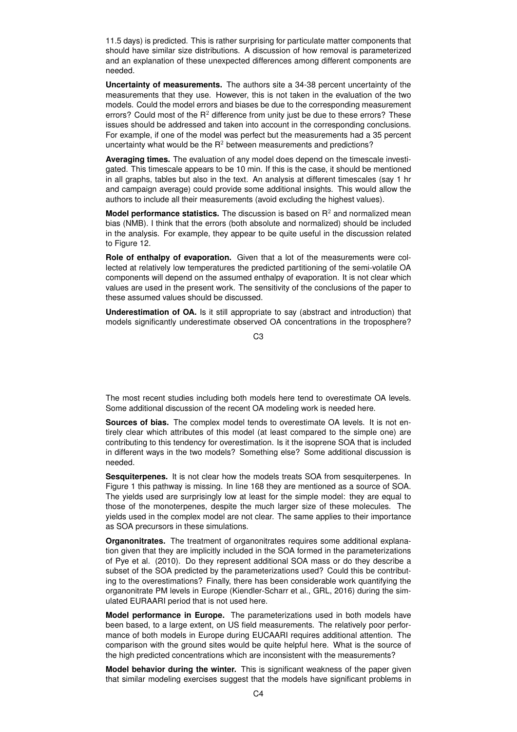11.5 days) is predicted. This is rather surprising for particulate matter components that should have similar size distributions. A discussion of how removal is parameterized and an explanation of these unexpected differences among different components are needed.

**Uncertainty of measurements.** The authors site a 34-38 percent uncertainty of the measurements that they use. However, this is not taken in the evaluation of the two models. Could the model errors and biases be due to the corresponding measurement errors? Could most of the $R^2$ difference from unity just be due to these errors? These issues should be addressed and taken into account in the corresponding conclusions. For example, if one of the model was perfect but the measurements had a 35 percent uncertainty what would be the $R^2$ between measurements and predictions?

**Averaging times.** The evaluation of any model does depend on the timescale investigated. This timescale appears to be 10 min. If this is the case, it should be mentioned in all graphs, tables but also in the text. An analysis at different timescales (say 1 hr and campaign average) could provide some additional insights. This would allow the authors to include all their measurements (avoid excluding the highest values).

**Model performance statistics.** The discussion is based on $R^2$ and normalized mean bias (NMB). I think that the errors (both absolute and normalized) should be included in the analysis. For example, they appear to be quite useful in the discussion related to Figure 12.

**Role of enthalpy of evaporation.** Given that a lot of the measurements were collected at relatively low temperatures the predicted partitioning of the semi-volatile OA components will depend on the assumed enthalpy of evaporation. It is not clear which values are used in the present work. The sensitivity of the conclusions of the paper to these assumed values should be discussed.

**Underestimation of OA.** Is it still appropriate to say (abstract and introduction) that models significantly underestimate observed OA concentrations in the troposphere? The most recent studies including both models here tend to overestimate OA levels. Some additional discussion of the recent OA modeling work is needed here.

**Sources of bias.** The complex model tends to overestimate OA levels. It is not entirely clear which attributes of this model (at least compared to the simple one) are contributing to this tendency for overestimation. Is it the isoprene SOA that is included in different ways in the two models? Something else? Some additional discussion is needed.

**Sesquiterpenes.** It is not clear how the models treats SOA from sesquiterpenes. In Figure 1 this pathway is missing. In line 168 they are mentioned as a source of SOA. The yields used are surprisingly low at least for the simple model: they are equal to those of the monoterpenes, despite the much larger size of these molecules. The yields used in the complex model are not clear. The same applies to their importance as SOA precursors in these simulations.

**Organonitrates.** The treatment of organonitrates requires some additional explanation given that they are implicitly included in the SOA formed in the parameterizations of Pye et al. (2010). Do they represent additional SOA mass or do they describe a subset of the SOA predicted by the parameterizations used? Could this be contributing to the overestimations? Finally, there has been considerable work quantifying the organonitrate PM levels in Europe (Kiendler-Scharr et al., GRL, 2016) during the simulated EURAARI period that is not used here.

**Model performance in Europe.** The parameterizations used in both models have been based, to a large extent, on US field measurements. The relatively poor performance of both models in Europe during EUCAARI requires additional attention. The comparison with the ground sites would be quite helpful here. What is the source of the high predicted concentrations which are inconsistent with the measurements?

**Model behavior during the winter.** This is significant weakness of the paper given that similar modeling exercises suggest that the models have significant problems in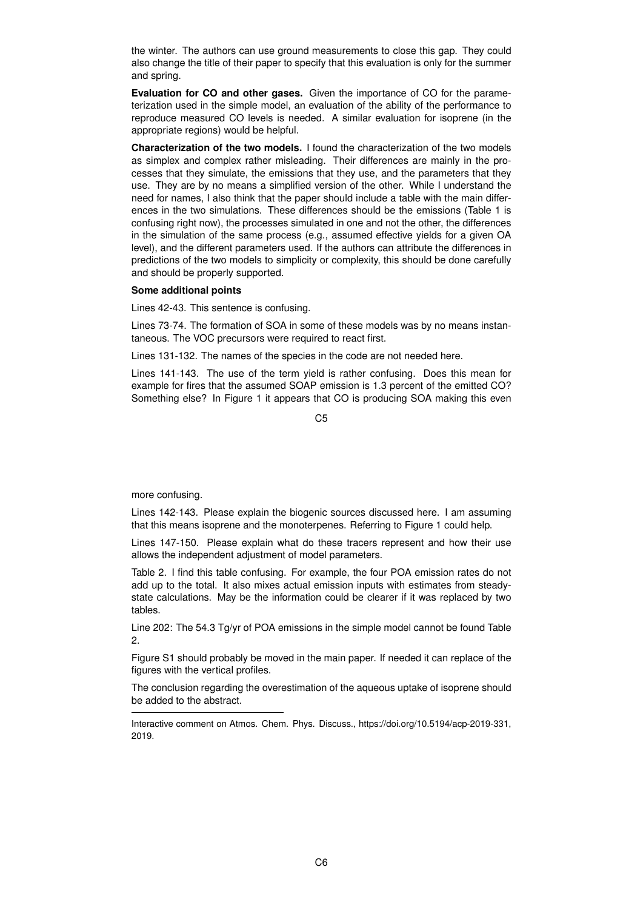the winter. The authors can use ground measurements to close this gap. They could also change the title of their paper to specify that this evaluation is only for the summer and spring.

**Evaluation for CO and other gases.** Given the importance of CO for the parameterization used in the simple model, an evaluation of the ability of the performance to reproduce measured CO levels is needed. A similar evaluation for isoprene (in the appropriate regions) would be helpful.

**Characterization of the two models.** I found the characterization of the two models as simplex and complex rather misleading. Their differences are mainly in the processes that they simulate, the emissions that they use, and the parameters that they use. They are by no means a simplified version of the other. While I understand the need for names, I also think that the paper should include a table with the main differences in the two simulations. These differences should be the emissions (Table 1 is confusing right now), the processes simulated in one and not the other, the differences in the simulation of the same process (e.g., assumed effective yields for a given OA level), and the different parameters used. If the authors can attribute the differences in predictions of the two models to simplicity or complexity, this should be done carefully and should be properly supported.

**Some additional points**

Lines 42-43. This sentence is confusing.

Lines 73-74. The formation of SOA in some of these models was by no means instantaneous. The VOC precursors were required to react first.

Lines 131-132. The names of the species in the code are not needed here.

Lines 141-143. The use of the term yield is rather confusing. Does this mean for example for fires that the assumed SOAP emission is 1.3 percent of the emitted CO? Something else? In Figure 1 it appears that CO is producing SOA making this even more confusing.

Lines 142-143. Please explain the biogenic sources discussed here. I am assuming that this means isoprene and the monoterpenes. Referring to Figure 1 could help.

Lines 147-150. Please explain what do these tracers represent and how their use allows the independent adjustment of model parameters.

Table 2. I find this table confusing. For example, the four POA emission rates do not add up to the total. It also mixes actual emission inputs with estimates from steady-state calculations. May be the information could be clearer if it was replaced by two tables.

Line 202: The 54.3 Tg/yr of POA emissions in the simple model cannot be found Table 2.

Figure S1 should probably be moved in the main paper. If needed it can replace of the figures with the vertical profiles.

The conclusion regarding the overestimation of the aqueous uptake of isoprene should be added to the abstract.

---

Interactive comment on Atmos. Chem. Phys. Discuss., https://doi.org/10.5194/acp-2019-331, 2019.